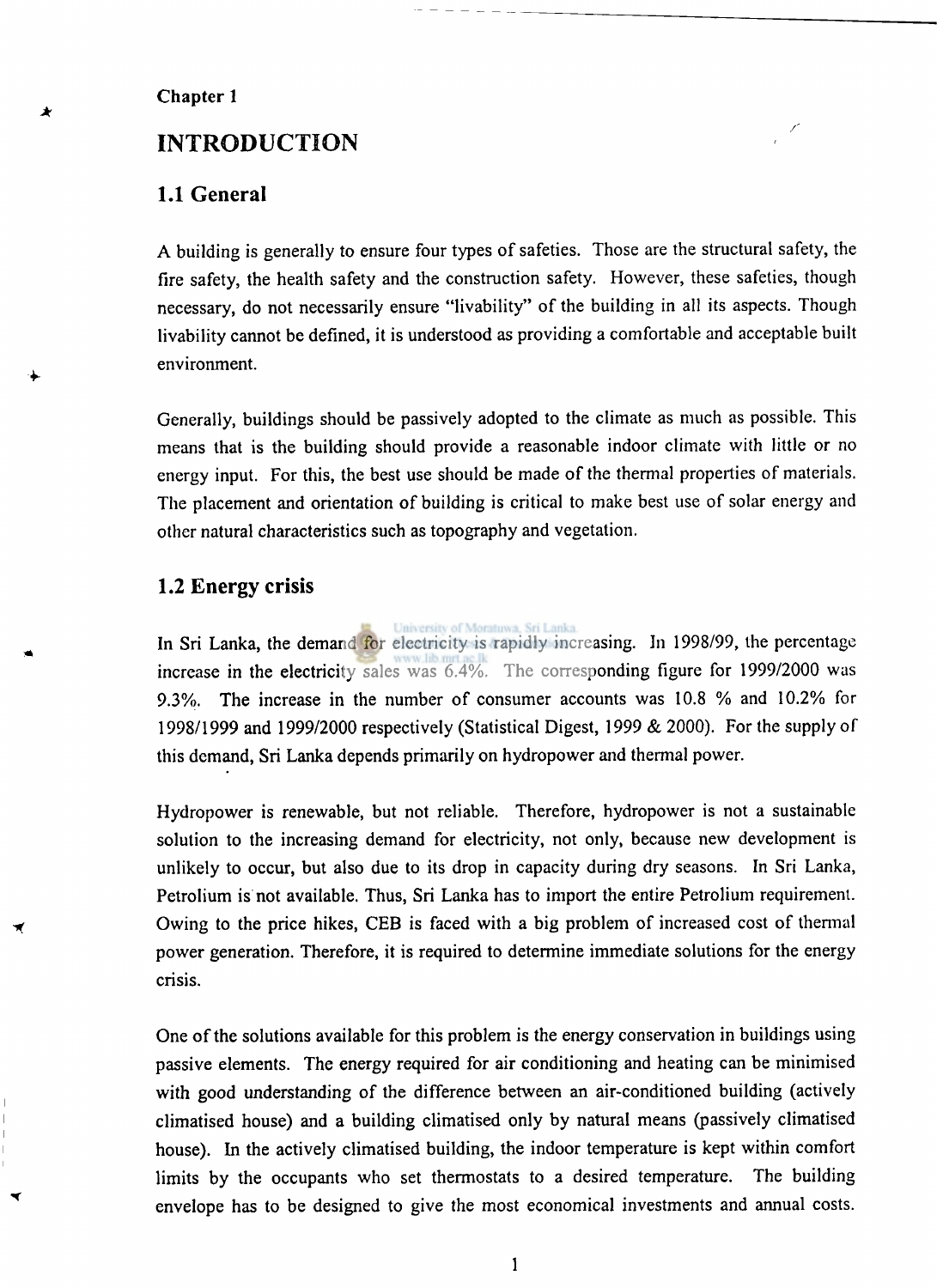Chapter 1

# INTRODUCTION

## 1.1 General

A building is generally to ensure four types of safeties. Those are the structural safety, the fire safety, the health safety and the construction safety. However, these safeties, though necessary, do not necessarily ensure "livability" of the building in all its aspects. Though livability cannot be defined, it is understood as providing a comfortable and acceptable built environment.

Generally, buildings should be passively adopted to the climate as much as possible. This means that is the building should provide a reasonable indoor climate with little or no energy input. For this, the best use should be made of the thermal properties of materials. The placement and orientation of building is critical to make best use of solar energy and other natural characteristics such as topography and vegetation.

## 1.2 Energy crisis

In Sri Lanka, the demand for electricity is rapidly increasing. In 1998/99, the percentage increase in the electricity sales was 6.4%. The corresponding figure for 1999/2000 was 9.3%. The increase in the number of consumer accounts was 10.8 % and 10.2% for 1998/1999 and 1999/2000 respectively (Statistical Digest, 1999 & 2000). For the supply of this demand, Sri Lanka depends primarily on hydropower and thermal power.

Hydropower is renewable, but not reliable. Therefore, hydropower is not a sustainable solution to the increasing demand for electricity, not only, because new development is unlikely to occur, but also due to its drop in capacity during dry seasons. In Sri Lanka, Petrolium is not available. Thus, Sri Lanka has to import the entire Petrolium requirement. Owing to the price hikes, CEB is faced with a big problem of increased cost of thermal power generation. Therefore, it is required to determine immediate solutions for the energy crisis.

One of the solutions available for this problem is the energy conservation in buildings using passive elements. The energy required for air conditioning and heating can be minimised with good understanding of the difference between an air-conditioned building (actively climatised house) and a building climatised only by natural means (passively climatised house). In the actively climatised building, the indoor temperature is kept within comfort limits by the occupants who set thermostats to a desired temperature. The building envelope has to be designed to give the most economical investments and annual costs.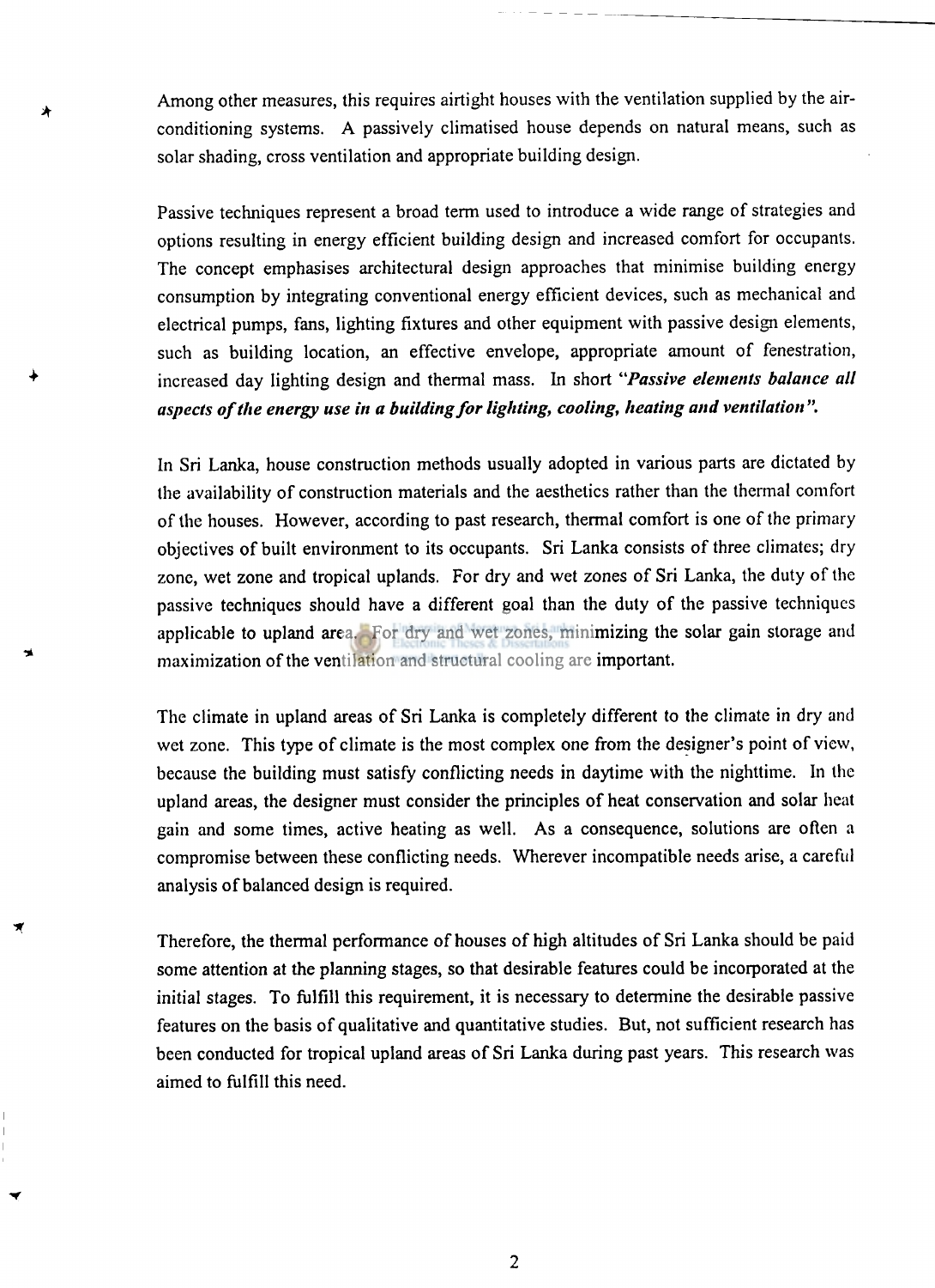Among other measures, this requires airtight houses with the ventilation supplied by the air-conditioning systems. A passively climatised house depends on natural means, such as solar shading, cross ventilation and appropriate building design.

Passive techniques represent a broad term used to introduce a wide range of strategies and options resulting in energy efficient building design and increased comfort for occupants. The concept emphasises architectural design approaches that minimise building energy consumption by integrating conventional energy efficient devices, such as mechanical and electrical pumps, fans, lighting fixtures and other equipment with passive design elements, such as building location, an effective envelope, appropriate amount of fenestration, increased day lighting design and thermal mass. In short "***Passive elements balance all aspects of the energy use in a building for lighting, cooling, heating and ventilation***".

In Sri Lanka, house construction methods usually adopted in various parts are dictated by the availability of construction materials and the aesthetics rather than the thermal comfort of the houses. However, according to past research, thermal comfort is one of the primary objectives of built environment to its occupants. Sri Lanka consists of three climates; dry zone, wet zone and tropical uplands. For dry and wet zones of Sri Lanka, the duty of the passive techniques should have a different goal than the duty of the passive techniques applicable to upland area. For dry and wet zones, minimizing the solar gain storage and maximization of the ventilation and structural cooling are important.

The climate in upland areas of Sri Lanka is completely different to the climate in dry and wet zone. This type of climate is the most complex one from the designer's point of view, because the building must satisfy conflicting needs in daytime with the nighttime. In the upland areas, the designer must consider the principles of heat conservation and solar heat gain and some times, active heating as well. As a consequence, solutions are often a compromise between these conflicting needs. Wherever incompatible needs arise, a careful analysis of balanced design is required.

Therefore, the thermal performance of houses of high altitudes of Sri Lanka should be paid some attention at the planning stages, so that desirable features could be incorporated at the initial stages. To fulfill this requirement, it is necessary to determine the desirable passive features on the basis of qualitative and quantitative studies. But, not sufficient research has been conducted for tropical upland areas of Sri Lanka during past years. This research was aimed to fulfill this need.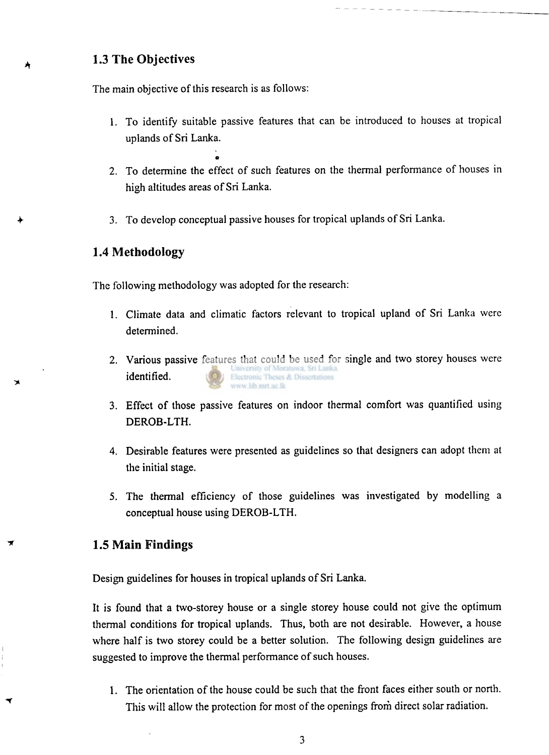## 1.3 The Objectives

The main objective of this research is as follows:

1. To identify suitable passive features that can be introduced to houses at tropical uplands of Sri Lanka.

2. To determine the effect of such features on the thermal performance of houses in high altitudes areas of Sri Lanka.

3. To develop conceptual passive houses for tropical uplands of Sri Lanka.

## 1.4 Methodology

The following methodology was adopted for the research:

1. Climate data and climatic factors relevant to tropical upland of Sri Lanka were determined.

2. Various passive features that could be used for single and two storey houses were identified.

3. Effect of those passive features on indoor thermal comfort was quantified using DEROB-LTH.

4. Desirable features were presented as guidelines so that designers can adopt them at the initial stage.

5. The thermal efficiency of those guidelines was investigated by modelling a conceptual house using DEROB-LTH.

## 1.5 Main Findings

Design guidelines for houses in tropical uplands of Sri Lanka.

It is found that a two-storey house or a single storey house could not give the optimum thermal conditions for tropical uplands. Thus, both are not desirable. However, a house where half is two storey could be a better solution. The following design guidelines are suggested to improve the thermal performance of such houses.

1. The orientation of the house could be such that the front faces either south or north. This will allow the protection for most of the openings from direct solar radiation.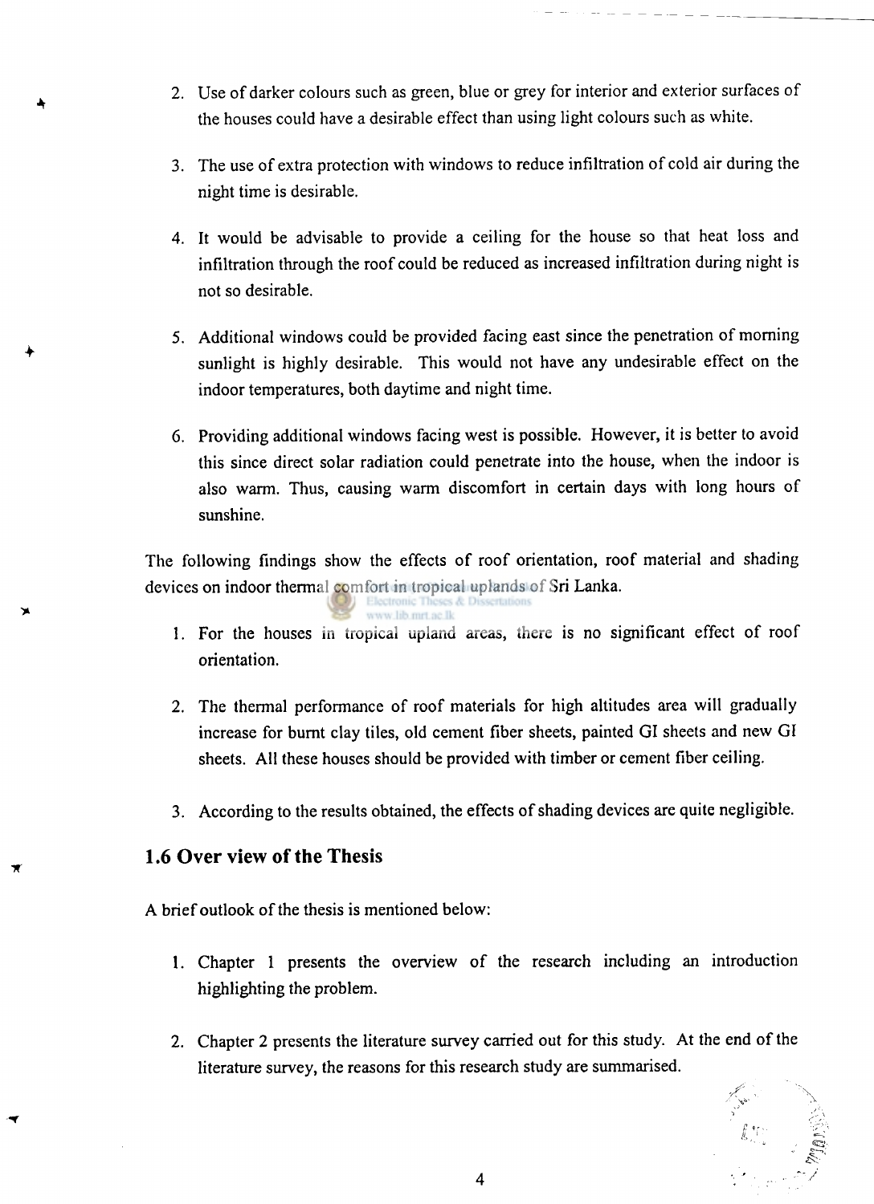2. Use of darker colours such as green, blue or grey for interior and exterior surfaces of the houses could have a desirable effect than using light colours such as white.

3. The use of extra protection with windows to reduce infiltration of cold air during the night time is desirable.

4. It would be advisable to provide a ceiling for the house so that heat loss and infiltration through the roof could be reduced as increased infiltration during night is not so desirable.

5. Additional windows could be provided facing east since the penetration of morning sunlight is highly desirable. This would not have any undesirable effect on the indoor temperatures, both daytime and night time.

6. Providing additional windows facing west is possible. However, it is better to avoid this since direct solar radiation could penetrate into the house, when the indoor is also warm. Thus, causing warm discomfort in certain days with long hours of sunshine.

The following findings show the effects of roof orientation, roof material and shading devices on indoor thermal comfort in tropical uplands of Sri Lanka.

1. For the houses in tropical upland areas, there is no significant effect of roof orientation.

2. The thermal performance of roof materials for high altitudes area will gradually increase for burnt clay tiles, old cement fiber sheets, painted GI sheets and new GI sheets. All these houses should be provided with timber or cement fiber ceiling.

3. According to the results obtained, the effects of shading devices are quite negligible.

## 1.6 Over view of the Thesis

A brief outlook of the thesis is mentioned below:

1. Chapter 1 presents the overview of the research including an introduction highlighting the problem.

2. Chapter 2 presents the literature survey carried out for this study. At the end of the literature survey, the reasons for this research study are summarised.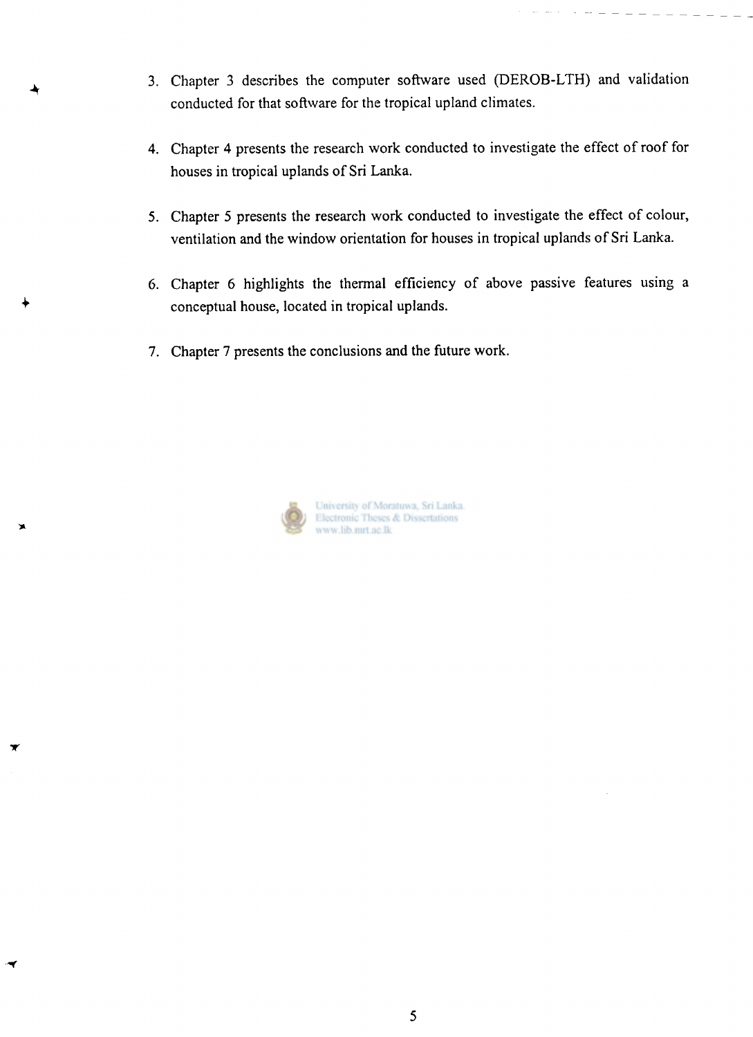3. Chapter 3 describes the computer software used (DEROB-LTH) and validation conducted for that software for the tropical upland climates.

4. Chapter 4 presents the research work conducted to investigate the effect of roof for houses in tropical uplands of Sri Lanka.

5. Chapter 5 presents the research work conducted to investigate the effect of colour, ventilation and the window orientation for houses in tropical uplands of Sri Lanka.

6. Chapter 6 highlights the thermal efficiency of above passive features using a conceptual house, located in tropical uplands.

7. Chapter 7 presents the conclusions and the future work.